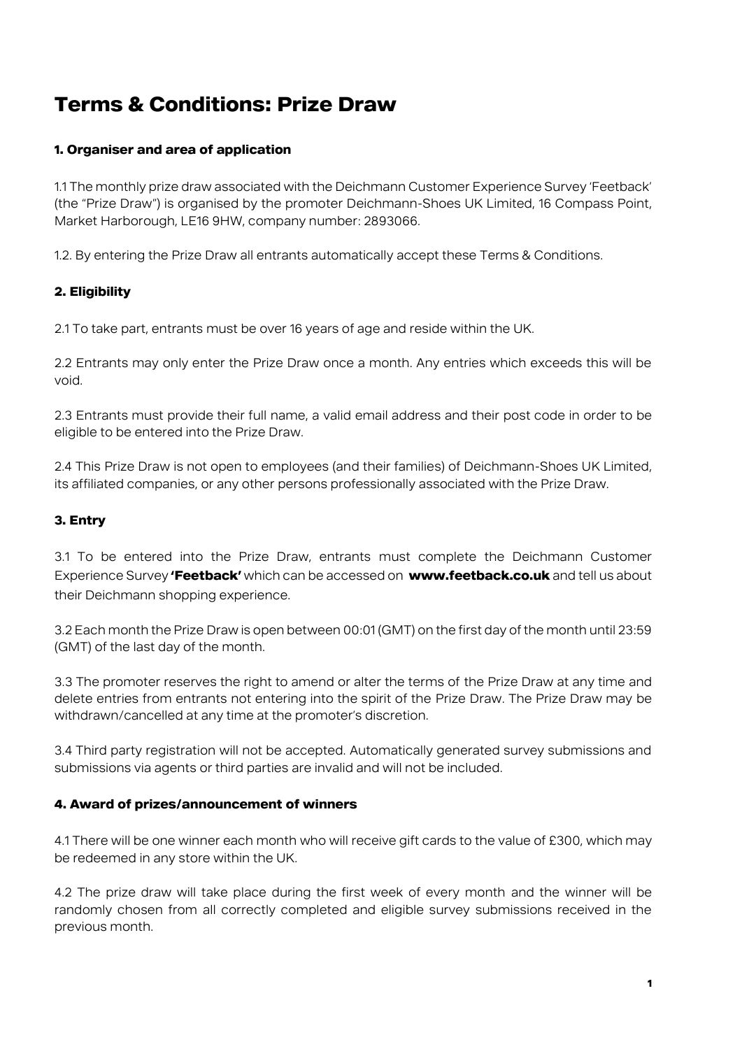# Terms & Conditions: Prize Draw

### 1. Organiser and area of application

1.1 The monthly prize draw associated with the Deichmann Customer Experience Survey 'Feetback' (the "Prize Draw") is organised by the promoter Deichmann-Shoes UK Limited, 16 Compass Point, Market Harborough, LE16 9HW, company number: 2893066.

1.2. By entering the Prize Draw all entrants automatically accept these Terms & Conditions.

### 2. Eligibility

2.1 To take part, entrants must be over 16 years of age and reside within the UK.

2.2 Entrants may only enter the Prize Draw once a month. Any entries which exceeds this will be void.

2.3 Entrants must provide their full name, a valid email address and their post code in order to be eligible to be entered into the Prize Draw.

2.4 This Prize Draw is not open to employees (and their families) of Deichmann-Shoes UK Limited, its affiliated companies, or any other persons professionally associated with the Prize Draw.

### 3. Entry

3.1 To be entered into the Prize Draw, entrants must complete the Deichmann Customer Experience Survey **'Feetback'** which can be accessed on **www.feetback.co.uk** and tell us about their Deichmann shopping experience.

3.2 Each month the Prize Draw is open between 00:01 (GMT) on the first day of the month until 23:59 (GMT) of the last day of the month.

3.3 The promoter reserves the right to amend or alter the terms of the Prize Draw at any time and delete entries from entrants not entering into the spirit of the Prize Draw. The Prize Draw may be withdrawn/cancelled at any time at the promoter's discretion.

3.4 Third party registration will not be accepted. Automatically generated survey submissions and submissions via agents or third parties are invalid and will not be included.

### 4. Award of prizes/announcement of winners

4.1 There will be one winner each month who will receive gift cards to the value of £300, which may be redeemed in any store within the UK.

4.2 The prize draw will take place during the first week of every month and the winner will be randomly chosen from all correctly completed and eligible survey submissions received in the previous month.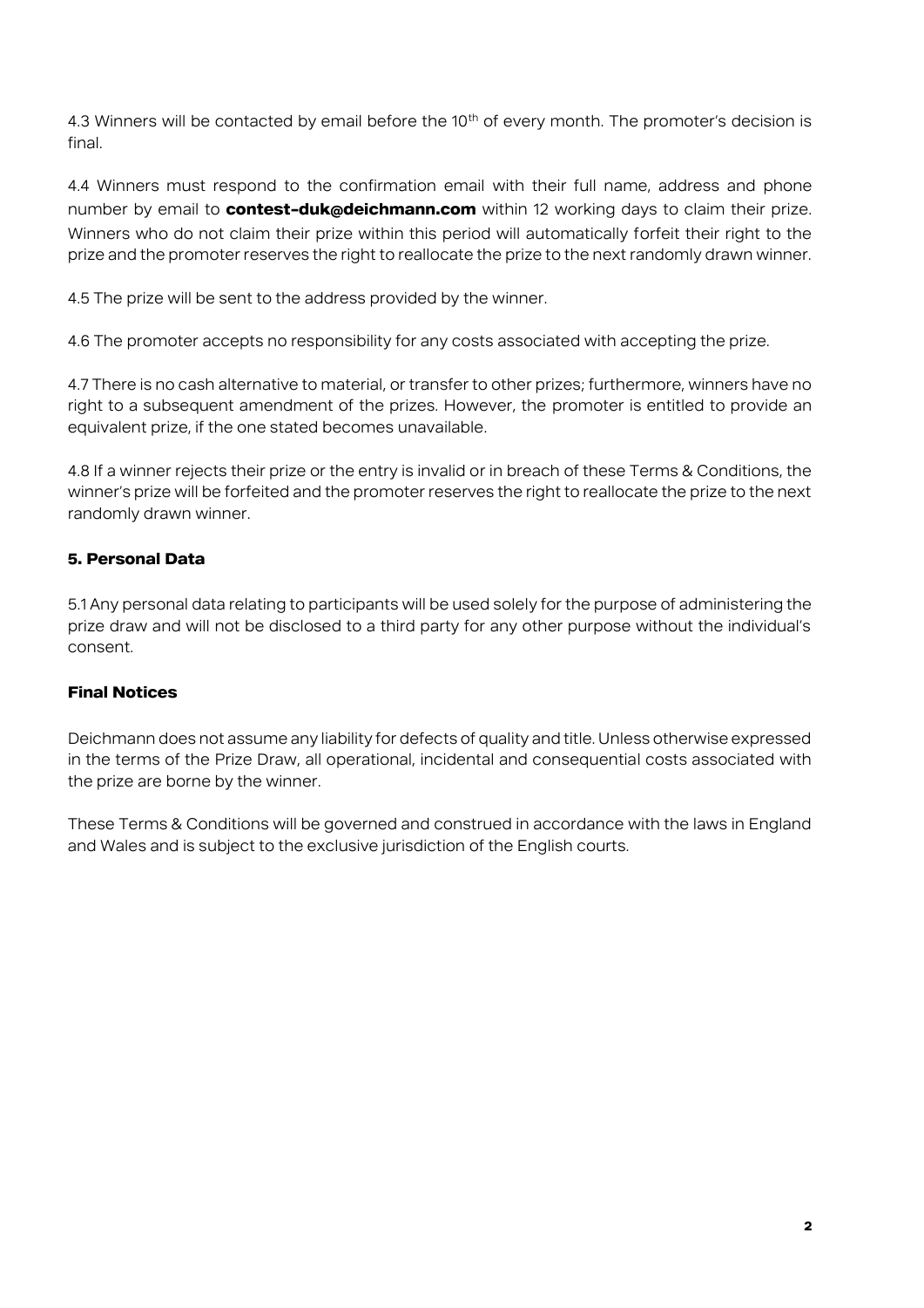4.3 Winners will be contacted by email before the 10th of every month. The promoter's decision is final.

4.4 Winners must respond to the confirmation email with their full name, address and phone number by email to **contest-duk@deichmann.com** within 12 working days to claim their prize. Winners who do not claim their prize within this period will automatically forfeit their right to the prize and the promoter reserves the right to reallocate the prize to the next randomly drawn winner.

4.5 The prize will be sent to the address provided by the winner.

4.6 The promoter accepts no responsibility for any costs associated with accepting the prize.

4.7 There is no cash alternative to material, or transfer to other prizes; furthermore, winners have no right to a subsequent amendment of the prizes. However, the promoter is entitled to provide an equivalent prize, if the one stated becomes unavailable.

4.8 If a winner rejects their prize or the entry is invalid or in breach of these Terms & Conditions, the winner's prize will be forfeited and the promoter reserves the right to reallocate the prize to the next randomly drawn winner.

## 5. Personal Data

5.1 Any personal data relating to participants will be used solely for the purpose of administering the prize draw and will not be disclosed to a third party for any other purpose without the individual's consent.

## Final Notices

Deichmann does not assume any liability for defects of quality and title. Unless otherwise expressed in the terms of the Prize Draw, all operational, incidental and consequential costs associated with the prize are borne by the winner.

These Terms & Conditions will be governed and construed in accordance with the laws in England and Wales and is subject to the exclusive jurisdiction of the English courts.